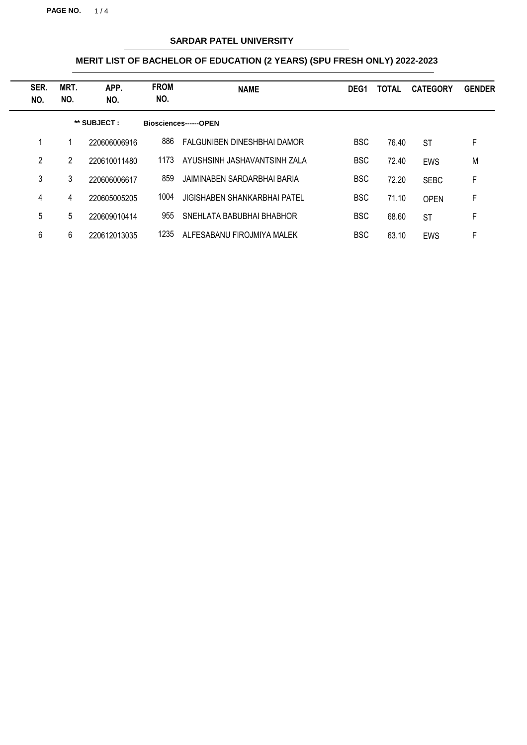## SARDAR PATEL UNIVERSITY

### MERIT LIST OF BACHELOR OF EDUCATION (2 YEARS) (SPU FRESH ONLY) 2022-2023

| SER. NO. | MRT. NO. | APP. NO. | FROM NO. | NAME | DEG1 | TOTAL | CATEGORY | GENDER |
|---|---|---|---|---|---|---|---|---|
| | | ** SUBJECT : | Biosciences------OPEN | | | | | |
| 1 | 1 | 220606006916 | 886 | FALGUNIBEN DINESHBHAI DAMOR | BSC | 76.40 | ST | F |
| 2 | 2 | 220610011480 | 1173 | AYUSHSINH JASHAVANTSINH ZALA | BSC | 72.40 | EWS | M |
| 3 | 3 | 220606006617 | 859 | JAIMINABEN SARDARBHAI BARIA | BSC | 72.20 | SEBC | F |
| 4 | 4 | 220605005205 | 1004 | JIGISHABEN SHANKARBHAI PATEL | BSC | 71.10 | OPEN | F |
| 5 | 5 | 220609010414 | 955 | SNEHLATA BABUBHAI BHABHOR | BSC | 68.60 | ST | F |
| 6 | 6 | 220612013035 | 1235 | ALFESABANU FIROJMIYA MALEK | BSC | 63.10 | EWS | F |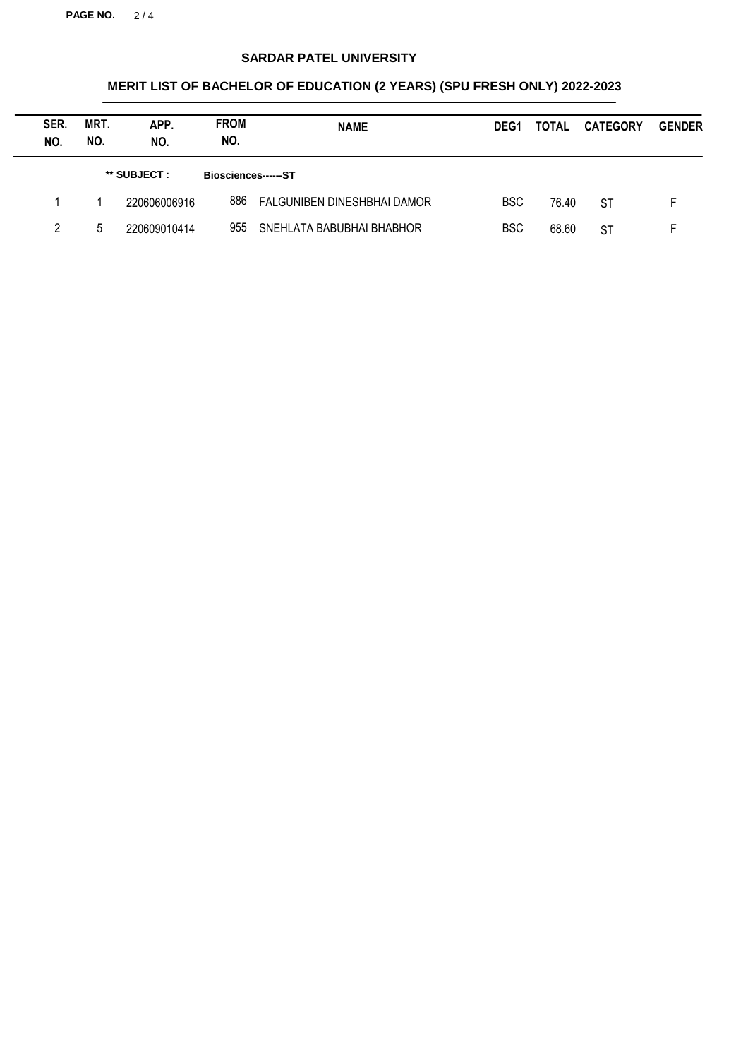# SARDAR PATEL UNIVERSITY

## MERIT LIST OF BACHELOR OF EDUCATION (2 YEARS) (SPU FRESH ONLY) 2022-2023

| SER. NO. | MRT. NO. | APP. NO. | FROM NO. | NAME | DEG1 | TOTAL | CATEGORY | GENDER |
|---|---|---|---|---|---|---|---|---|
| | | ** SUBJECT : | Biosciences------ST | | | | | |
| 1 | 1 | 220606006916 | 886 | FALGUNIBEN DINESHBHAI DAMOR | BSC | 76.40 | ST | F |
| 2 | 5 | 220609010414 | 955 | SNEHLATA BABUBHAI BHABHOR | BSC | 68.60 | ST | F |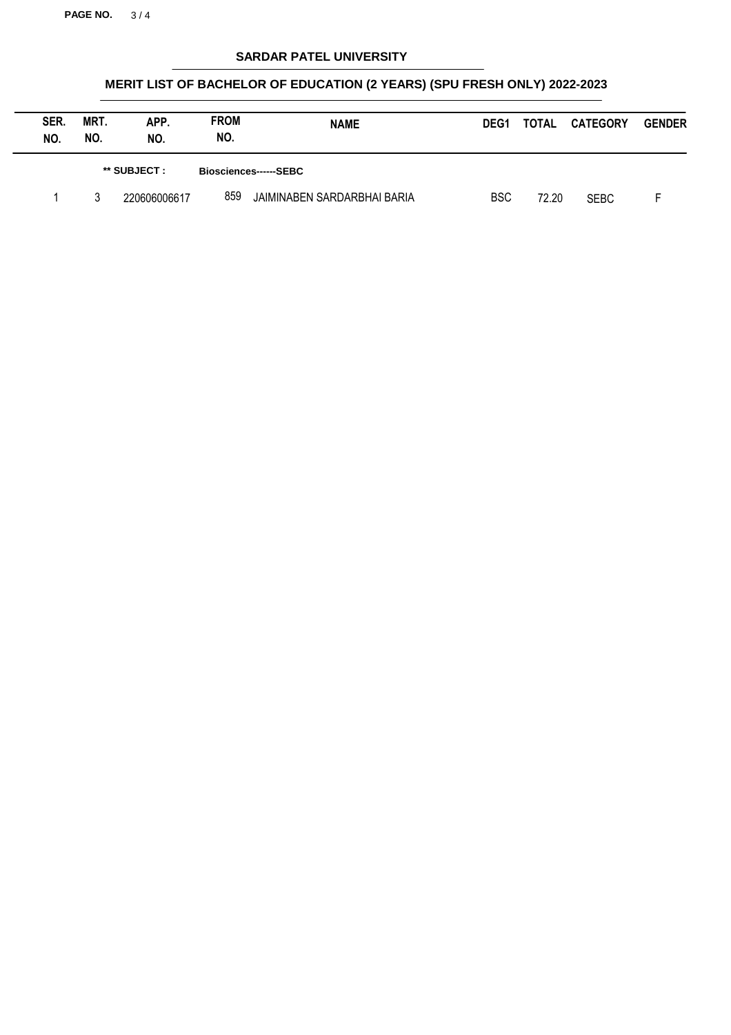## SARDAR PATEL UNIVERSITY

### MERIT LIST OF BACHELOR OF EDUCATION (2 YEARS) (SPU FRESH ONLY) 2022-2023

| SER. NO. | MRT. NO. | APP. NO. | FROM NO. | NAME | DEG1 | TOTAL | CATEGORY | GENDER |
|---|---|---|---|---|---|---|---|---|
| | | ** SUBJECT : | Biosciences------SEBC | | | | | |
| 1 | 3 | 220606006617 | 859 | JAIMINABEN SARDARBHAI BARIA | BSC | 72.20 | SEBC | F |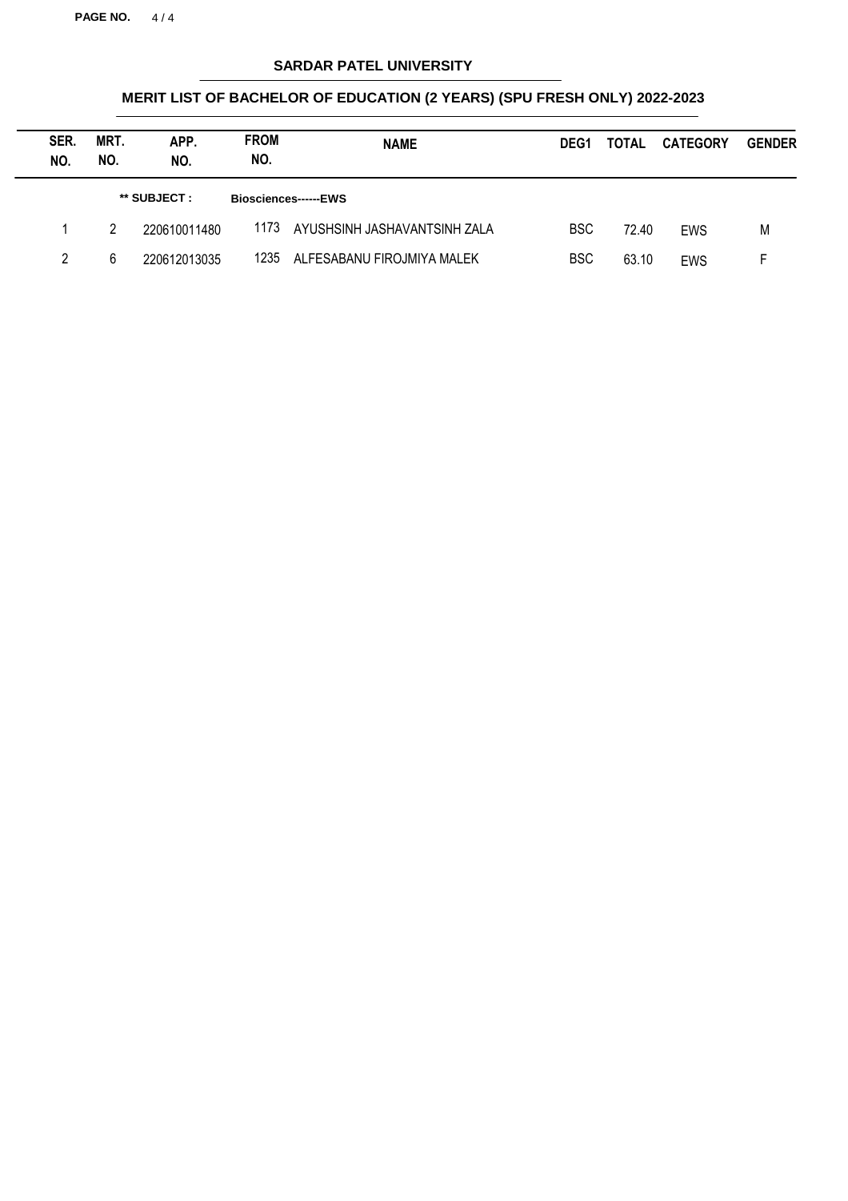# SARDAR PATEL UNIVERSITY

## MERIT LIST OF BACHELOR OF EDUCATION (2 YEARS) (SPU FRESH ONLY) 2022-2023

| SER. NO. | MRT. NO. | APP. NO. | FROM NO. | NAME | DEG1 | TOTAL | CATEGORY | GENDER |
|---|---|---|---|---|---|---|---|---|
| | | ** SUBJECT : | Biosciences------EWS | | | | | |
| 1 | 2 | 220610011480 | 1173 | AYUSHSINH JASHAVANTSINH ZALA | BSC | 72.40 | EWS | M |
| 2 | 6 | 220612013035 | 1235 | ALFESABANU FIROJMIYA MALEK | BSC | 63.10 | EWS | F |